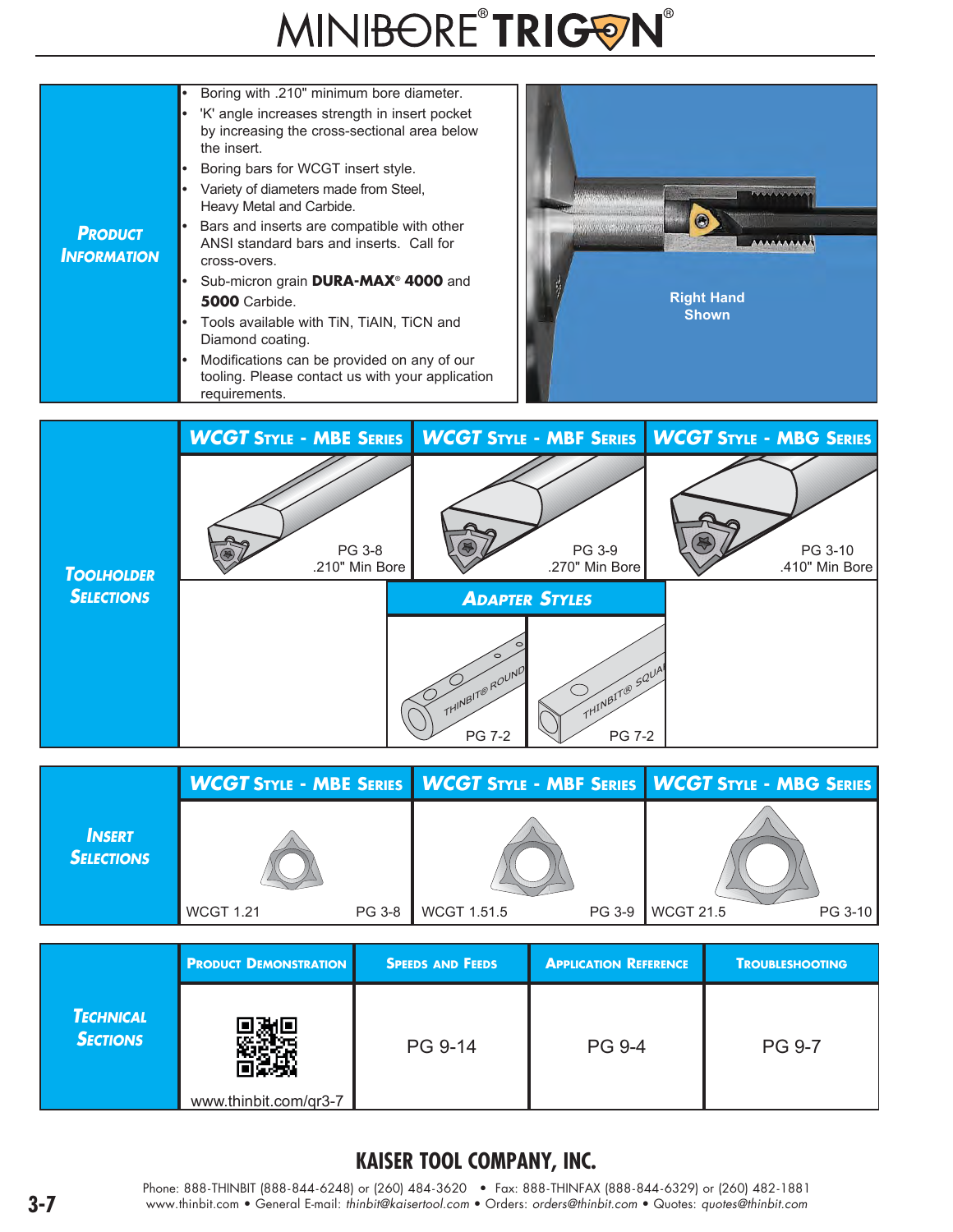# MINIBORE® TRIGON®

## Product Information

- Boring with .210" minimum bore diameter.
- 'K' angle increases strength in insert pocket by increasing the cross-sectional area below the insert.
- Boring bars for WCGT insert style.
- Variety of diameters made from Steel, Heavy Metal and Carbide.
- Bars and inserts are compatible with other ANSI standard bars and inserts. Call for cross-overs.
- Sub-micron grain **DURA-MAX® 4000** and **5000** Carbide.
- Tools available with TiN, TiAIN, TiCN and Diamond coating.
- Modifications can be provided on any of our tooling. Please contact us with your application requirements.

Right Hand Shown

## Toolholder Selections

| WCGT Style - MBE Series | WCGT Style - MBF Series | WCGT Style - MBG Series |
|---|---|---|
| PG 3-8<br>.210" Min Bore | PG 3-9<br>.270" Min Bore | PG 3-10<br>.410" Min Bore |

### Adapter Styles

| THINBIT® ROUND | THINBIT® SQUARE |
|---|---|
| PG 7-2 | PG 7-2 |

## Insert Selections

| WCGT Style - MBE Series | WCGT Style - MBF Series | WCGT Style - MBG Series |
|---|---|---|
| WCGT 1.21 — PG 3-8 | WCGT 1.51.5 — PG 3-9 | WCGT 21.5 — PG 3-10 |

## Technical Sections

| Product Demonstration | Speeds and Feeds | Application Reference | Troubleshooting |
|---|---|---|---|
| www.thinbit.com/qr3-7 | PG 9-14 | PG 9-4 | PG 9-7 |

**KAISER TOOL COMPANY, INC.**

Phone: 888-THINBIT (888-844-6248) or (260) 484-3620 • Fax: 888-THINFAX (888-844-6329) or (260) 482-1881
www.thinbit.com • General E-mail: *thinbit@kaisertool.com* • Orders: *orders@thinbit.com* • Quotes: *quotes@thinbit.com*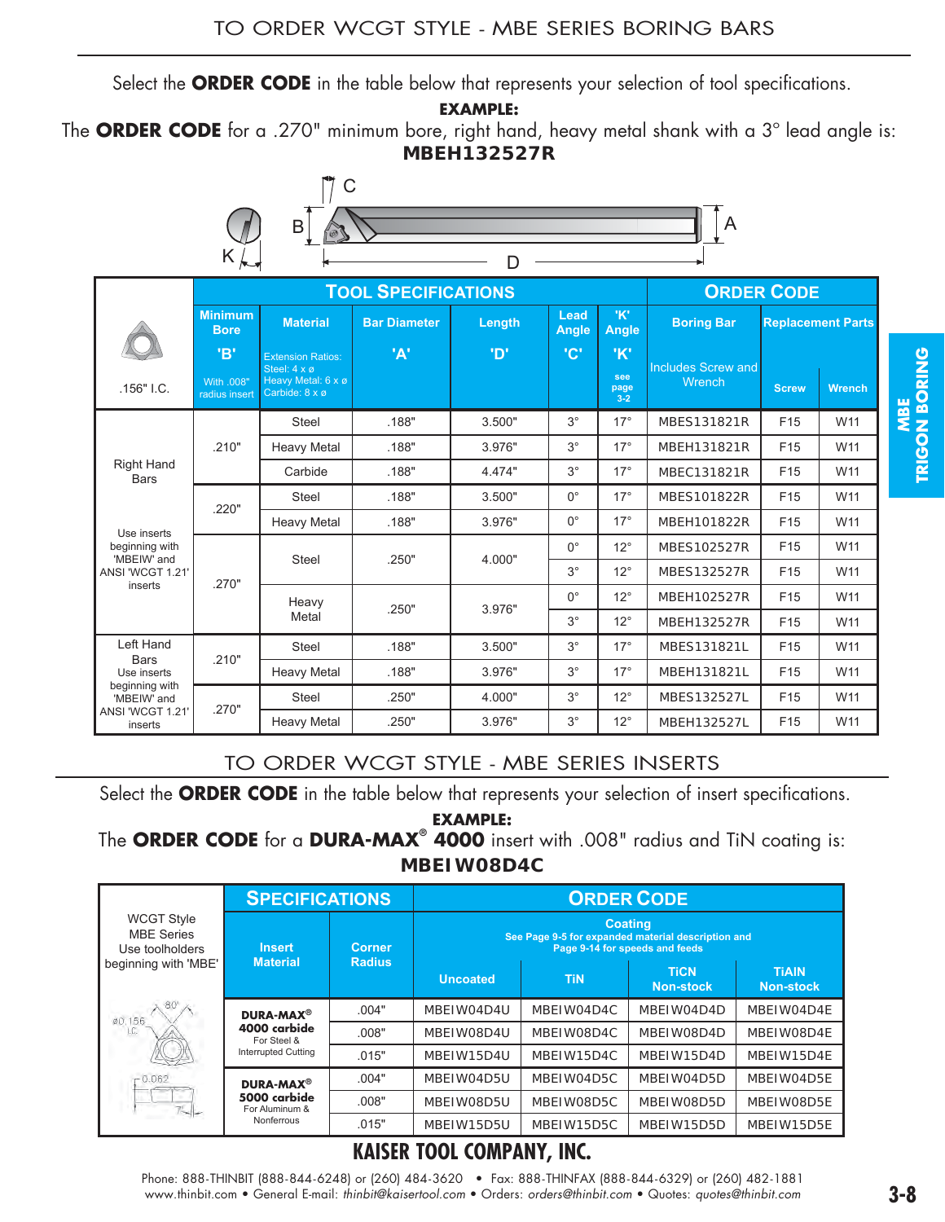# TO ORDER WCGT STYLE - MBE SERIES BORING BARS

Select the **ORDER CODE** in the table below that represents your selection of tool specifications.

**EXAMPLE:**
The **ORDER CODE** for a .270" minimum bore, right hand, heavy metal shank with a 3° lead angle is:
**MBEH132527R**

| .156" I.C. | Minimum Bore 'B' With .008" radius insert | Material (Extension Ratios: Steel: 4 x ø, Heavy Metal: 6 x ø, Carbide: 8 x ø) | Bar Diameter 'A' | Length 'D' | Lead Angle 'C' | 'K' Angle 'K' (see page 3-2) | Boring Bar (Includes Screw and Wrench) | Replacement Parts: Screw | Replacement Parts: Wrench |
|---|---|---|---|---|---|---|---|---|---|
| Right Hand Bars. Use inserts beginning with 'MBEIW' and ANSI 'WCGT 1.21' inserts | .210" | Steel | .188" | 3.500" | 3° | 17° | MBES131821R | F15 | W11 |
| | | Heavy Metal | .188" | 3.976" | 3° | 17° | MBEH131821R | F15 | W11 |
| | | Carbide | .188" | 4.474" | 3° | 17° | MBEC131821R | F15 | W11 |
| | .220" | Steel | .188" | 3.500" | 0° | 17° | MBES101822R | F15 | W11 |
| | | Heavy Metal | .188" | 3.976" | 0° | 17° | MBEH101822R | F15 | W11 |
| | .270" | Steel | .250" | 4.000" | 0° | 12° | MBES102527R | F15 | W11 |
| | | | | | 3° | 12° | MBES132527R | F15 | W11 |
| | | Heavy Metal | .250" | 3.976" | 0° | 12° | MBEH102527R | F15 | W11 |
| | | | | | 3° | 12° | MBEH132527R | F15 | W11 |
| Left Hand Bars. Use inserts beginning with 'MBEIW' and ANSI 'WCGT 1.21' inserts | .210" | Steel | .188" | 3.500" | 3° | 17° | MBES131821L | F15 | W11 |
| | | Heavy Metal | .188" | 3.976" | 3° | 17° | MBEH131821L | F15 | W11 |
| | .270" | Steel | .250" | 4.000" | 3° | 12° | MBES132527L | F15 | W11 |
| | | Heavy Metal | .250" | 3.976" | 3° | 12° | MBEH132527L | F15 | W11 |

MBE TRIGON BORING

# TO ORDER WCGT STYLE - MBE SERIES INSERTS

Select the **ORDER CODE** in the table below that represents your selection of insert specifications.

**EXAMPLE:**
The **ORDER CODE** for a **DURA-MAX® 4000** insert with .008" radius and TiN coating is:
**MBEIW08D4C**

WCGT Style MBE Series. Use toolholders beginning with 'MBE'

| Insert Material | Corner Radius | Uncoated | TiN | TiCN Non-stock | TiAlN Non-stock |
|---|---|---|---|---|---|
| **DURA-MAX® 4000 carbide** For Steel & Interrupted Cutting | .004" | MBEIW04D4U | MBEIW04D4C | MBEIW04D4D | MBEIW04D4E |
| | .008" | MBEIW08D4U | MBEIW08D4C | MBEIW08D4D | MBEIW08D4E |
| | .015" | MBEIW15D4U | MBEIW15D4C | MBEIW15D4D | MBEIW15D4E |
| **DURA-MAX® 5000 carbide** For Aluminum & Nonferrous | .004" | MBEIW04D5U | MBEIW04D5C | MBEIW04D5D | MBEIW04D5E |
| | .008" | MBEIW08D5U | MBEIW08D5C | MBEIW08D5D | MBEIW08D5E |
| | .015" | MBEIW15D5U | MBEIW15D5C | MBEIW15D5D | MBEIW15D5E |

Coating: See Page 9-5 for expanded material description and Page 9-14 for speeds and feeds

**KAISER TOOL COMPANY, INC.**

Phone: 888-THINBIT (888-844-6248) or (260) 484-3620 • Fax: 888-THINFAX (888-844-6329) or (260) 482-1881
www.thinbit.com • General E-mail: *thinbit@kaisertool.com* • Orders: *orders@thinbit.com* • Quotes: *quotes@thinbit.com*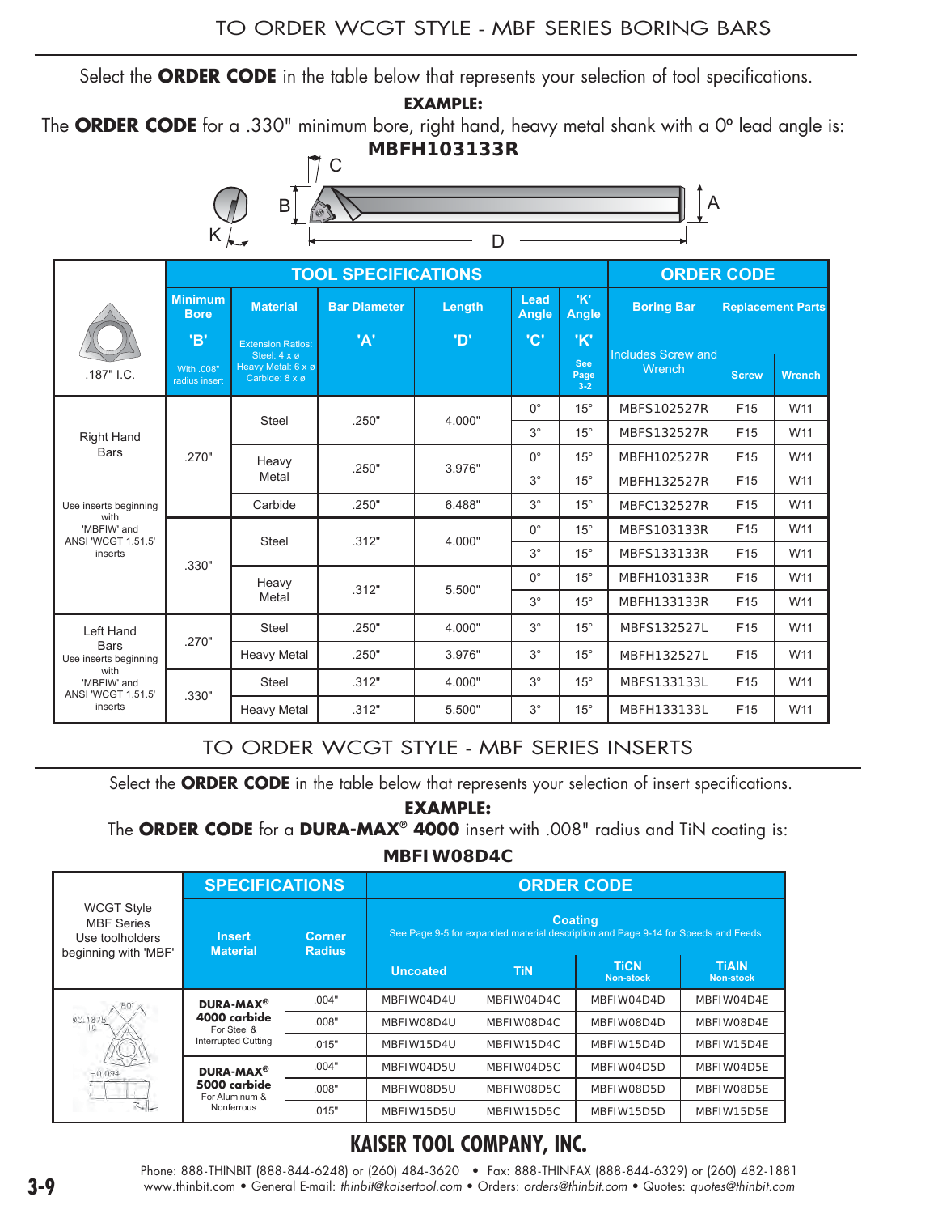# TO ORDER WCGT STYLE - MBF SERIES BORING BARS

Select the **ORDER CODE** in the table below that represents your selection of tool specifications.

**EXAMPLE:**

The **ORDER CODE** for a .330" minimum bore, right hand, heavy metal shank with a 0º lead angle is:

**MBFH103133R**

| .187" I.C. | TOOL SPECIFICATIONS | | | | | | ORDER CODE | | |
|---|---|---|---|---|---|---|---|---|---|
| | Minimum Bore 'B' With .008" radius insert | Material Extension Ratios: Steel: 4 x ø Heavy Metal: 6 x ø Carbide: 8 x ø | Bar Diameter 'A' | Length 'D' | Lead Angle 'C' | 'K' Angle 'K' See Page 3-2 | Boring Bar Includes Screw and Wrench | Replacement Parts Screw | Replacement Parts Wrench |
| Right Hand Bars<br>Use inserts beginning with 'MBFIW' and ANSI 'WCGT 1.51.5' inserts | .270" | Steel | .250" | 4.000" | 0° | 15° | MBFS102527R | F15 | W11 |
| | | | | | 3° | 15° | MBFS132527R | F15 | W11 |
| | | Heavy Metal | .250" | 3.976" | 0° | 15° | MBFH102527R | F15 | W11 |
| | | | | | 3° | 15° | MBFH132527R | F15 | W11 |
| | | Carbide | .250" | 6.488" | 3° | 15° | MBFC132527R | F15 | W11 |
| | .330" | Steel | .312" | 4.000" | 0° | 15° | MBFS103133R | F15 | W11 |
| | | | | | 3° | 15° | MBFS133133R | F15 | W11 |
| | | Heavy Metal | .312" | 5.500" | 0° | 15° | MBFH103133R | F15 | W11 |
| | | | | | 3° | 15° | MBFH133133R | F15 | W11 |
| Left Hand Bars<br>Use inserts beginning with 'MBFIW' and ANSI 'WCGT 1.51.5' inserts | .270" | Steel | .250" | 4.000" | 3° | 15° | MBFS132527L | F15 | W11 |
| | | Heavy Metal | .250" | 3.976" | 3° | 15° | MBFH132527L | F15 | W11 |
| | .330" | Steel | .312" | 4.000" | 3° | 15° | MBFS133133L | F15 | W11 |
| | | Heavy Metal | .312" | 5.500" | 3° | 15° | MBFH133133L | F15 | W11 |

# TO ORDER WCGT STYLE - MBF SERIES INSERTS

Select the **ORDER CODE** in the table below that represents your selection of insert specifications.

**EXAMPLE:**

The **ORDER CODE** for a **DURA-MAX® 4000** insert with .008" radius and TiN coating is:

**MBFIW08D4C**

| WCGT Style MBF Series Use toolholders beginning with 'MBF' | SPECIFICATIONS | | ORDER CODE | | | |
|---|---|---|---|---|---|---|
| | Insert Material | Corner Radius | Coating (See Page 9-5 for expanded material description and Page 9-14 for Speeds and Feeds) Uncoated | TiN | TiCN Non-stock | TiAIN Non-stock |
| | **DURA-MAX® 4000 carbide** For Steel & Interrupted Cutting | .004" | MBFIW04D4U | MBFIW04D4C | MBFIW04D4D | MBFIW04D4E |
| | | .008" | MBFIW08D4U | MBFIW08D4C | MBFIW08D4D | MBFIW08D4E |
| | | .015" | MBFIW15D4U | MBFIW15D4C | MBFIW15D4D | MBFIW15D4E |
| | **DURA-MAX® 5000 carbide** For Aluminum & Nonferrous | .004" | MBFIW04D5U | MBFIW04D5C | MBFIW04D5D | MBFIW04D5E |
| | | .008" | MBFIW08D5U | MBFIW08D5C | MBFIW08D5D | MBFIW08D5E |
| | | .015" | MBFIW15D5U | MBFIW15D5C | MBFIW15D5D | MBFIW15D5E |

**KAISER TOOL COMPANY, INC.**

Phone: 888-THINBIT (888-844-6248) or (260) 484-3620 • Fax: 888-THINFAX (888-844-6329) or (260) 482-1881
www.thinbit.com • General E-mail: *thinbit@kaisertool.com* • Orders: *orders@thinbit.com* • Quotes: *quotes@thinbit.com*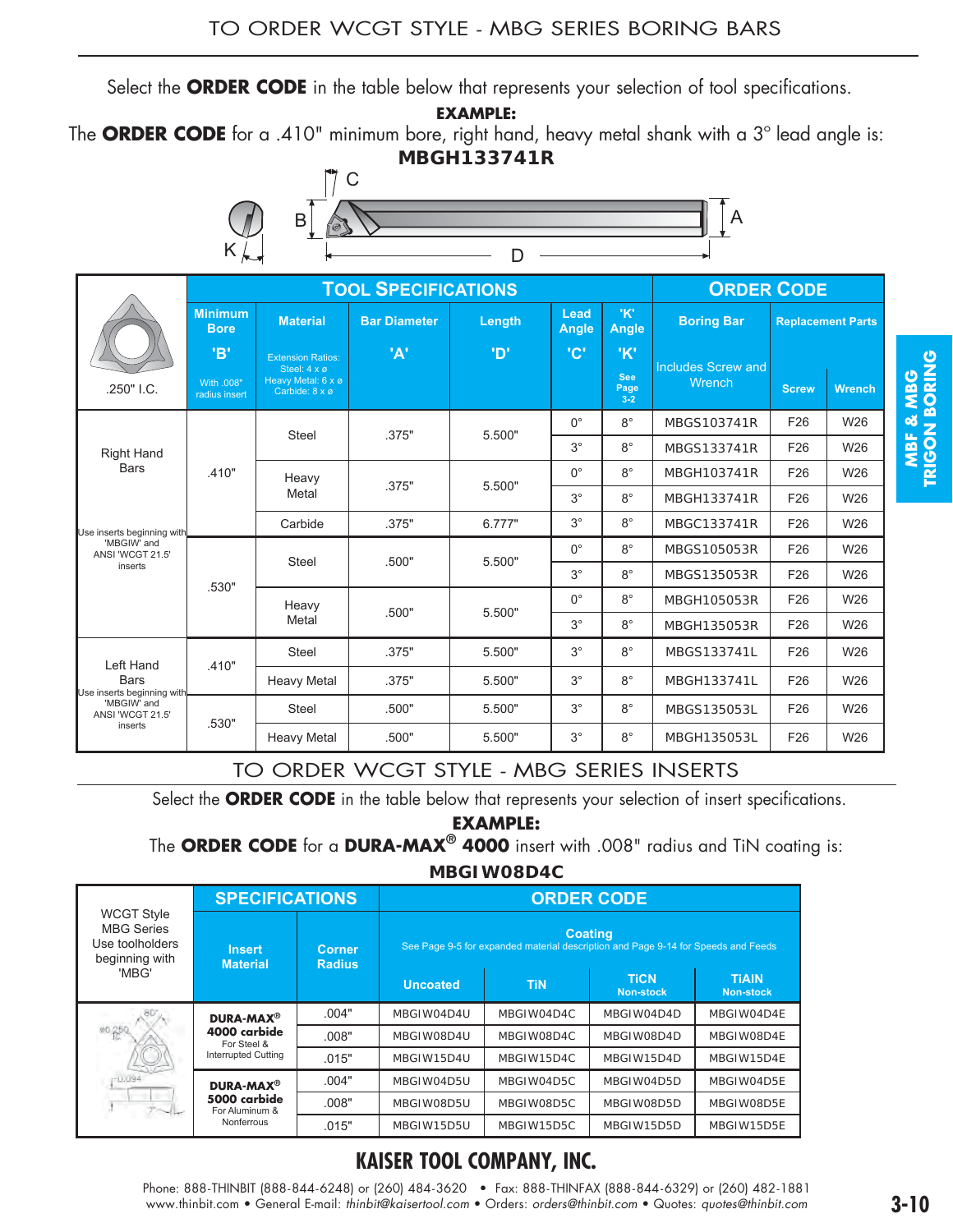# TO ORDER WCGT STYLE - MBG SERIES BORING BARS

Select the **ORDER CODE** in the table below that represents your selection of tool specifications.

**EXAMPLE:**

The **ORDER CODE** for a .410" minimum bore, right hand, heavy metal shank with a 3° lead angle is:

**MBGH133741R**

C
B
A
K
D

| .250" I.C. | TOOL SPECIFICATIONS | | | | | | ORDER CODE | | |
|---|---|---|---|---|---|---|---|---|---|
| | Minimum Bore 'B' With .008" radius insert | Material (Extension Ratios: Steel: 4 x ø, Heavy Metal: 6 x ø, Carbide: 8 x ø) | Bar Diameter 'A' | Length 'D' | Lead Angle 'C' | 'K' Angle 'K' (See Page 3-2) | Boring Bar (Includes Screw and Wrench) | Replacement Parts: Screw | Replacement Parts: Wrench |
| Right Hand Bars (Use inserts beginning with 'MBGIW' and ANSI 'WCGT 21.5' inserts) | .410" | Steel | .375" | 5.500" | 0° | 8° | MBGS103741R | F26 | W26 |
| | | | | | 3° | 8° | MBGS133741R | F26 | W26 |
| | | Heavy Metal | .375" | 5.500" | 0° | 8° | MBGH103741R | F26 | W26 |
| | | | | | 3° | 8° | MBGH133741R | F26 | W26 |
| | | Carbide | .375" | 6.777" | 3° | 8° | MBGC133741R | F26 | W26 |
| | .530" | Steel | .500" | 5.500" | 0° | 8° | MBGS105053R | F26 | W26 |
| | | | | | 3° | 8° | MBGS135053R | F26 | W26 |
| | | Heavy Metal | .500" | 5.500" | 0° | 8° | MBGH105053R | F26 | W26 |
| | | | | | 3° | 8° | MBGH135053R | F26 | W26 |
| Left Hand Bars (Use inserts beginning with 'MBGIW' and ANSI 'WCGT 21.5' inserts) | .410" | Steel | .375" | 5.500" | 3° | 8° | MBGS133741L | F26 | W26 |
| | | Heavy Metal | .375" | 5.500" | 3° | 8° | MBGH133741L | F26 | W26 |
| | .530" | Steel | .500" | 5.500" | 3° | 8° | MBGS135053L | F26 | W26 |
| | | Heavy Metal | .500" | 5.500" | 3° | 8° | MBGH135053L | F26 | W26 |

# TO ORDER WCGT STYLE - MBG SERIES INSERTS

Select the **ORDER CODE** in the table below that represents your selection of insert specifications.

**EXAMPLE:**

The **ORDER CODE** for a **DURA-MAX® 4000** insert with .008" radius and TiN coating is:

**MBGIW08D4C**

| WCGT Style MBG Series Use toolholders beginning with 'MBG' | SPECIFICATIONS | | ORDER CODE — Coating (See Page 9-5 for expanded material description and Page 9-14 for Speeds and Feeds) | | | |
|---|---|---|---|---|---|---|
| | Insert Material | Corner Radius | Uncoated | TiN | TiCN Non-stock | TiAlN Non-stock |
| 80° ø0.250 I.C. 0.094 | **DURA-MAX® 4000 carbide** For Steel & Interrupted Cutting | .004" | MBGIW04D4U | MBGIW04D4C | MBGIW04D4D | MBGIW04D4E |
| | | .008" | MBGIW08D4U | MBGIW08D4C | MBGIW08D4D | MBGIW08D4E |
| | | .015" | MBGIW15D4U | MBGIW15D4C | MBGIW15D4D | MBGIW15D4E |
| | **DURA-MAX® 5000 carbide** For Aluminum & Nonferrous | .004" | MBGIW04D5U | MBGIW04D5C | MBGIW04D5D | MBGIW04D5E |
| | | .008" | MBGIW08D5U | MBGIW08D5C | MBGIW08D5D | MBGIW08D5E |
| | | .015" | MBGIW15D5U | MBGIW15D5C | MBGIW15D5D | MBGIW15D5E |

**KAISER TOOL COMPANY, INC.**

Phone: 888-THINBIT (888-844-6248) or (260) 484-3620 • Fax: 888-THINFAX (888-844-6329) or (260) 482-1881
www.thinbit.com • General E-mail: *thinbit@kaisertool.com* • Orders: *orders@thinbit.com* • Quotes: *quotes@thinbit.com*